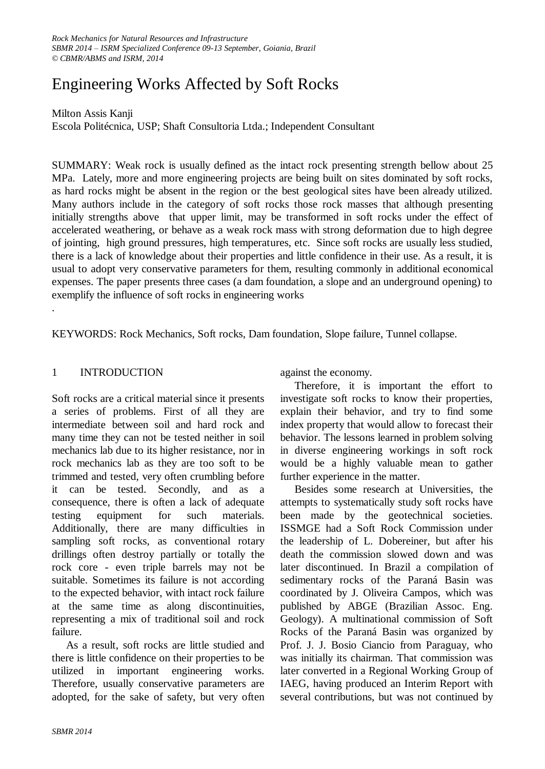# Engineering Works Affected by Soft Rocks

Milton Assis Kanji
Escola Politécnica, USP; Shaft Consultoria Ltda.; Independent Consultant

SUMMARY: Weak rock is usually defined as the intact rock presenting strength bellow about 25 MPa. Lately, more and more engineering projects are being built on sites dominated by soft rocks, as hard rocks might be absent in the region or the best geological sites have been already utilized. Many authors include in the category of soft rocks those rock masses that although presenting initially strengths above that upper limit, may be transformed in soft rocks under the effect of accelerated weathering, or behave as a weak rock mass with strong deformation due to high degree of jointing, high ground pressures, high temperatures, etc. Since soft rocks are usually less studied, there is a lack of knowledge about their properties and little confidence in their use. As a result, it is usual to adopt very conservative parameters for them, resulting commonly in additional economical expenses. The paper presents three cases (a dam foundation, a slope and an underground opening) to exemplify the influence of soft rocks in engineering works

.

KEYWORDS: Rock Mechanics, Soft rocks, Dam foundation, Slope failure, Tunnel collapse.

## 1 INTRODUCTION

Soft rocks are a critical material since it presents a series of problems. First of all they are intermediate between soil and hard rock and many time they can not be tested neither in soil mechanics lab due to its higher resistance, nor in rock mechanics lab as they are too soft to be trimmed and tested, very often crumbling before it can be tested. Secondly, and as a consequence, there is often a lack of adequate testing equipment for such materials. Additionally, there are many difficulties in sampling soft rocks, as conventional rotary drillings often destroy partially or totally the rock core - even triple barrels may not be suitable. Sometimes its failure is not according to the expected behavior, with intact rock failure at the same time as along discontinuities, representing a mix of traditional soil and rock failure.

As a result, soft rocks are little studied and there is little confidence on their properties to be utilized in important engineering works. Therefore, usually conservative parameters are adopted, for the sake of safety, but very often against the economy.

Therefore, it is important the effort to investigate soft rocks to know their properties, explain their behavior, and try to find some index property that would allow to forecast their behavior. The lessons learned in problem solving in diverse engineering workings in soft rock would be a highly valuable mean to gather further experience in the matter.

Besides some research at Universities, the attempts to systematically study soft rocks have been made by the geotechnical societies. ISSMGE had a Soft Rock Commission under the leadership of L. Dobereiner, but after his death the commission slowed down and was later discontinued. In Brazil a compilation of sedimentary rocks of the Paraná Basin was coordinated by J. Oliveira Campos, which was published by ABGE (Brazilian Assoc. Eng. Geology). A multinational commission of Soft Rocks of the Paraná Basin was organized by Prof. J. J. Bosio Ciancio from Paraguay, who was initially its chairman. That commission was later converted in a Regional Working Group of IAEG, having produced an Interim Report with several contributions, but was not continued by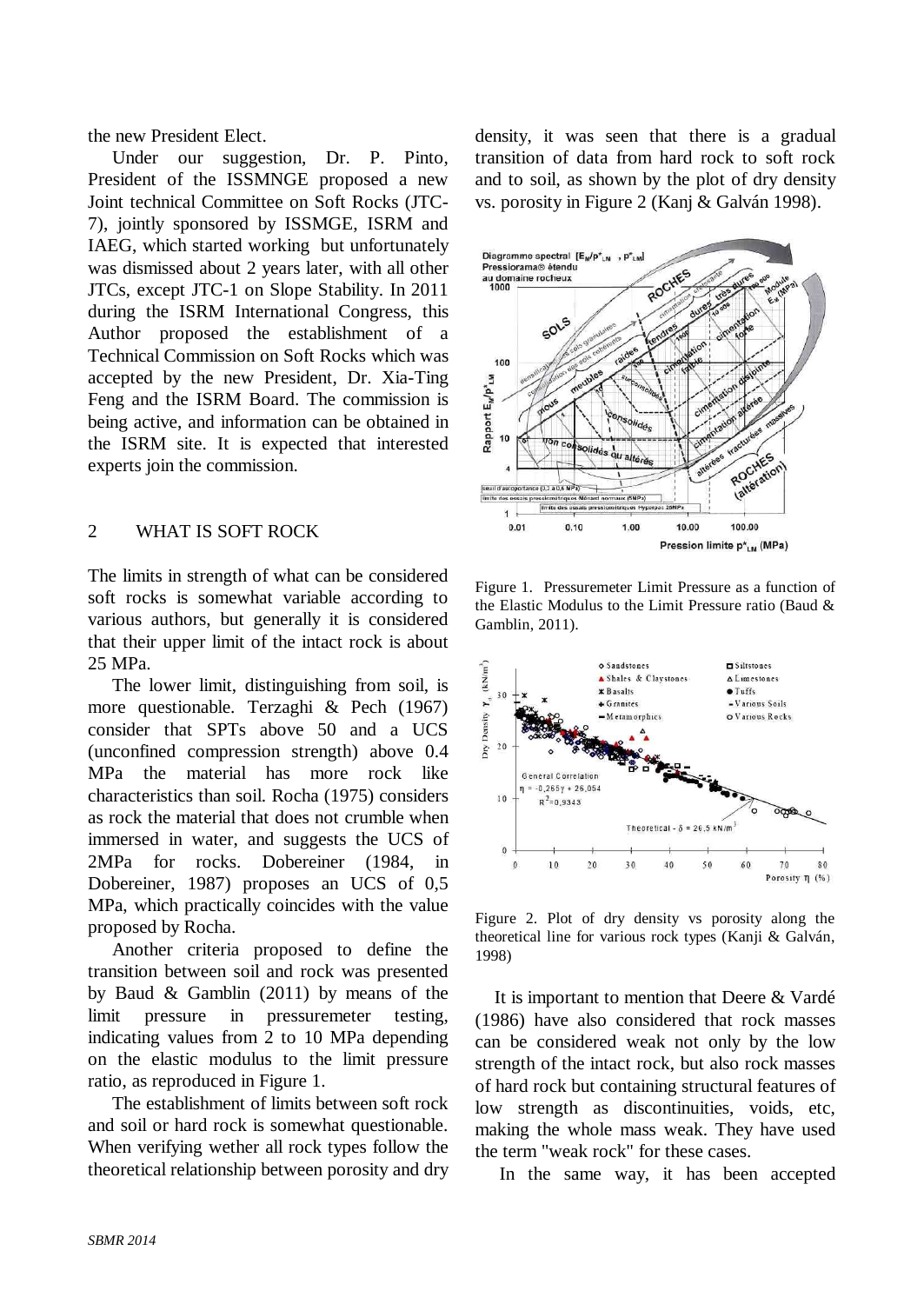the new President Elect.

Under our suggestion, Dr. P. Pinto, President of the ISSMNGE proposed a new Joint technical Committee on Soft Rocks (JTC-7), jointly sponsored by ISSMGE, ISRM and IAEG, which started working but unfortunately was dismissed about 2 years later, with all other JTCs, except JTC-1 on Slope Stability. In 2011 during the ISRM International Congress, this Author proposed the establishment of a Technical Commission on Soft Rocks which was accepted by the new President, Dr. Xia-Ting Feng and the ISRM Board. The commission is being active, and information can be obtained in the ISRM site. It is expected that interested experts join the commission.

## 2 WHAT IS SOFT ROCK

The limits in strength of what can be considered soft rocks is somewhat variable according to various authors, but generally it is considered that their upper limit of the intact rock is about 25 MPa.

The lower limit, distinguishing from soil, is more questionable. Terzaghi & Pech (1967) consider that SPTs above 50 and a UCS (unconfined compression strength) above 0.4 MPa the material has more rock like characteristics than soil. Rocha (1975) considers as rock the material that does not crumble when immersed in water, and suggests the UCS of 2MPa for rocks. Dobereiner (1984, in Dobereiner, 1987) proposes an UCS of 0,5 MPa, which practically coincides with the value proposed by Rocha.

Another criteria proposed to define the transition between soil and rock was presented by Baud & Gamblin (2011) by means of the limit pressure in pressuremeter testing, indicating values from 2 to 10 MPa depending on the elastic modulus to the limit pressure ratio, as reproduced in Figure 1.

The establishment of limits between soft rock and soil and or hard rock is somewhat questionable. When verifying wether all rock types follow the theoretical relationship between porosity and dry density, it was seen that there is a gradual transition of data from hard rock to soft rock and to soil, as shown by the plot of dry density vs. porosity in Figure 2 (Kanj & Galván 1998).

Figure 1. Pressuremeter Limit Pressure as a function of the Elastic Modulus to the Limit Pressure ratio (Baud & Gamblin, 2011).

Figure 2. Plot of dry density vs porosity along the theoretical line for various rock types (Kanji & Galván, 1998)

It is important to mention that Deere & Vardé (1986) have also considered that rock masses can be considered weak not only by the low strength of the intact rock, but also rock masses of hard rock but containing structural features of low strength as discontinuities, voids, etc, making the whole mass weak. They have used the term "weak rock" for these cases.

In the same way, it has been accepted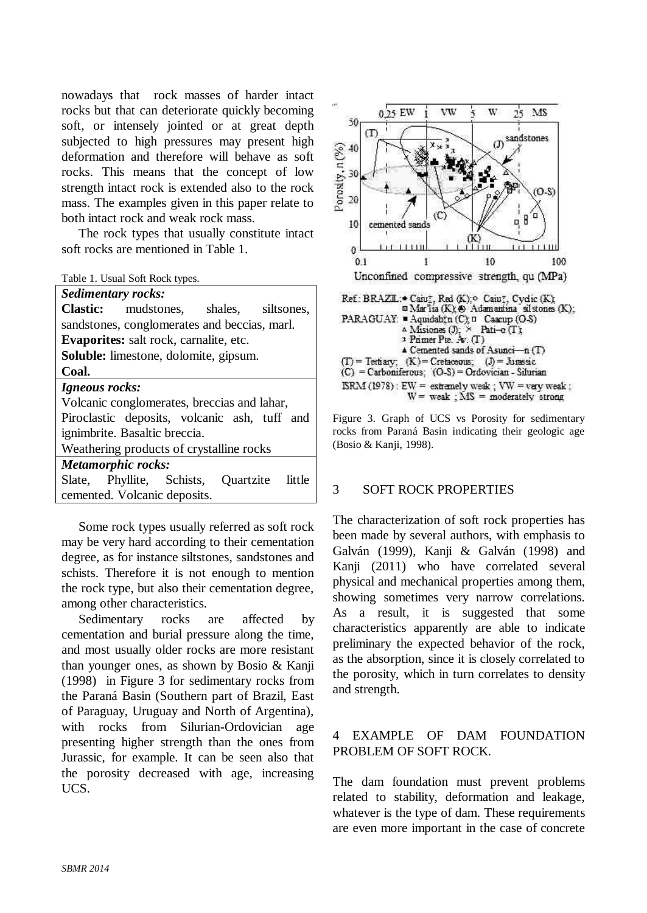nowadays that rock masses of harder intact rocks but that can deteriorate quickly becoming soft, or intensely jointed or at great depth subjected to high pressures may present high deformation and therefore will behave as soft rocks. This means that the concept of low strength intact rock is extended also to the rock mass. The examples given in this paper relate to both intact rock and weak rock mass.

The rock types that usually constitute intact soft rocks are mentioned in Table 1.

Table 1. Usual Soft Rock types.

| |
|---|
| ***Sedimentary rocks:*** |
| **Clastic:** mudstones, shales, siltsones, sandstones, conglomerates and beccias, marl. |
| **Evaporites:** salt rock, carnalite, etc. |
| **Soluble:** limestone, dolomite, gipsum. |
| **Coal.** |
| ***Igneous rocks:*** |
| Volcanic conglomerates, breccias and lahar, Piroclastic deposits, volcanic ash, tuff and ignimbrite. Basaltic breccia. |
| Weathering products of crystalline rocks |
| ***Metamorphic rocks:*** |
| Slate, Phyllite, Schists, Quartzite little cemented. Volcanic deposits. |

Some rock types usually referred as soft rock may be very hard according to their cementation degree, as for instance siltstones, sandstones and schists. Therefore it is not enough to mention the rock type, but also their cementation degree, among other characteristics.

Sedimentary rocks are affected by cementation and burial pressure along the time, and most usually older rocks are more resistant than younger ones, as shown by Bosio & Kanji (1998) in Figure 3 for sedimentary rocks from the Paraná Basin (Southern part of Brazil, East of Paraguay, Uruguay and North of Argentina), with rocks from Silurian-Ordovician age presenting higher strength than the ones from Jurassic, for example. It can be seen also that the porosity decreased with age, increasing UCS.

Figure 3. Graph of UCS vs Porosity for sedimentary rocks from Paraná Basin indicating their geologic age (Bosio & Kanji, 1998).

## 3 SOFT ROCK PROPERTIES

The characterization of soft rock properties has been made by several authors, with emphasis to Galván (1999), Kanji & Galván (1998) and Kanji (2011) who have correlated several physical and mechanical properties among them, showing sometimes very narrow correlations. As a result, it is suggested that some characteristics apparently are able to indicate preliminary the expected behavior of the rock, as the absorption, since it is closely correlated to the porosity, which in turn correlates to density and strength.

## 4 EXAMPLE OF DAM FOUNDATION PROBLEM OF SOFT ROCK.

The dam foundation must prevent problems related to stability, deformation and leakage, whatever is the type of dam. These requirements are even more important in the case of concrete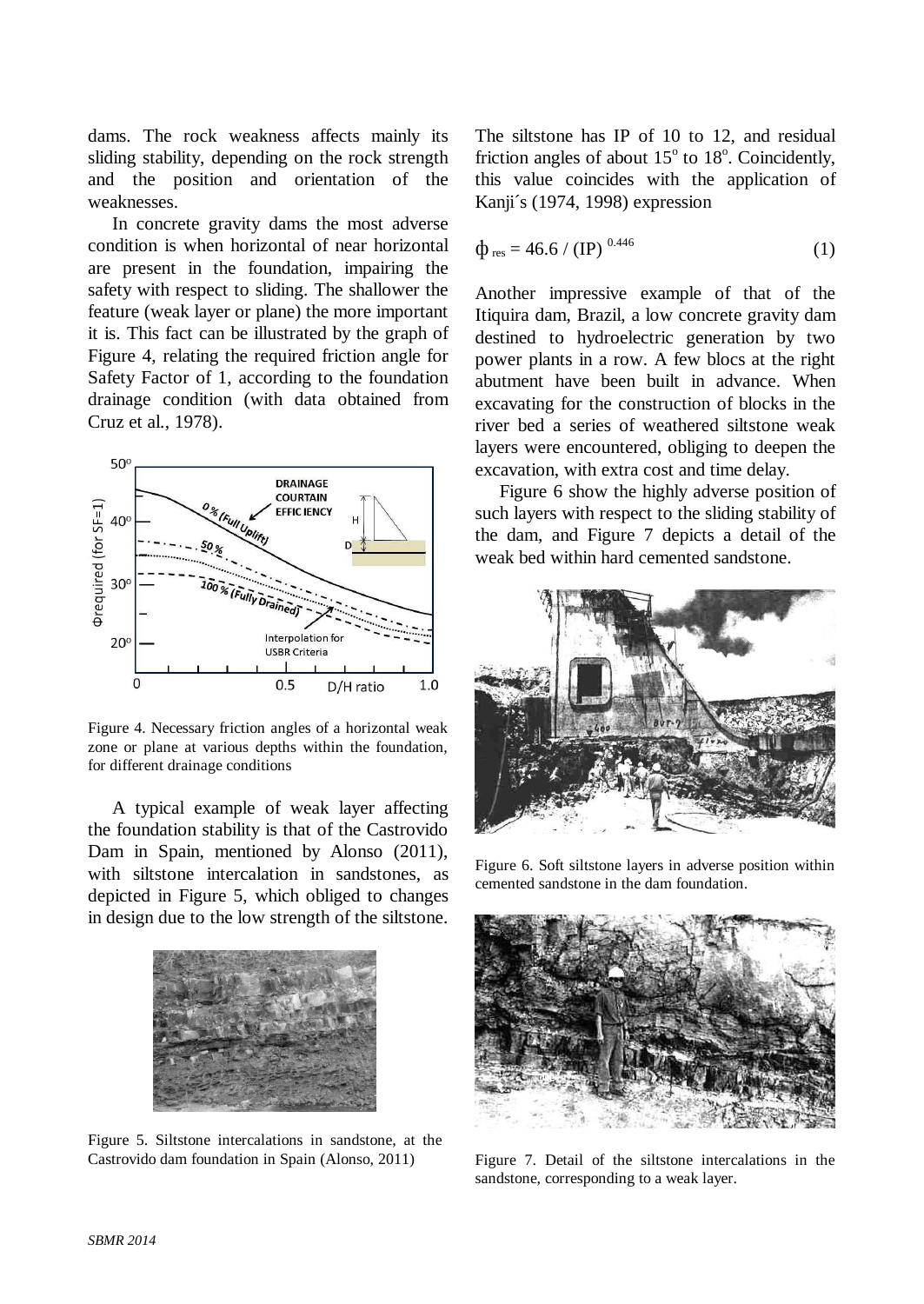dams. The rock weakness affects mainly its sliding stability, depending on the rock strength and the position and orientation of the weaknesses.

In concrete gravity dams the most adverse condition is when horizontal of near horizontal are present in the foundation, impairing the safety with respect to sliding. The shallower the feature (weak layer or plane) the more important it is. This fact can be illustrated by the graph of Figure 4, relating the required friction angle for Safety Factor of 1, according to the foundation drainage condition (with data obtained from Cruz et al., 1978).

Figure 4. Necessary friction angles of a horizontal weak zone or plane at various depths within the foundation, for different drainage conditions

A typical example of weak layer affecting the foundation stability is that of the Castrovido Dam in Spain, mentioned by Alonso (2011), with siltstone intercalation in sandstones, as depicted in Figure 5, which obliged to changes in design due to the low strength of the siltstone.

Figure 5. Siltstone intercalations in sandstone, at the Castrovido dam foundation in Spain (Alonso, 2011)

The siltstone has IP of 10 to 12, and residual friction angles of about 15° to 18°. Coincidently, this value coincides with the application of Kanji´s (1974, 1998) expression

$$\phi_{res} = 46.6 / (IP)^{0.446} \quad (1)$$

Another impressive example of that of the Itiquira dam, Brazil, a low concrete gravity dam destined to hydroelectric generation by two power plants in a row. A few blocs at the right abutment have been built in advance. When excavating for the construction of blocks in the river bed a series of weathered siltstone weak layers were encountered, obliging to deepen the excavation, with extra cost and time delay.

Figure 6 show the highly adverse position of such layers with respect to the sliding stability of the dam, and Figure 7 depicts a detail of the weak bed within hard cemented sandstone.

Figure 6. Soft siltstone layers in adverse position within cemented sandstone in the dam foundation.

Figure 7. Detail of the siltstone intercalations in the sandstone, corresponding to a weak layer.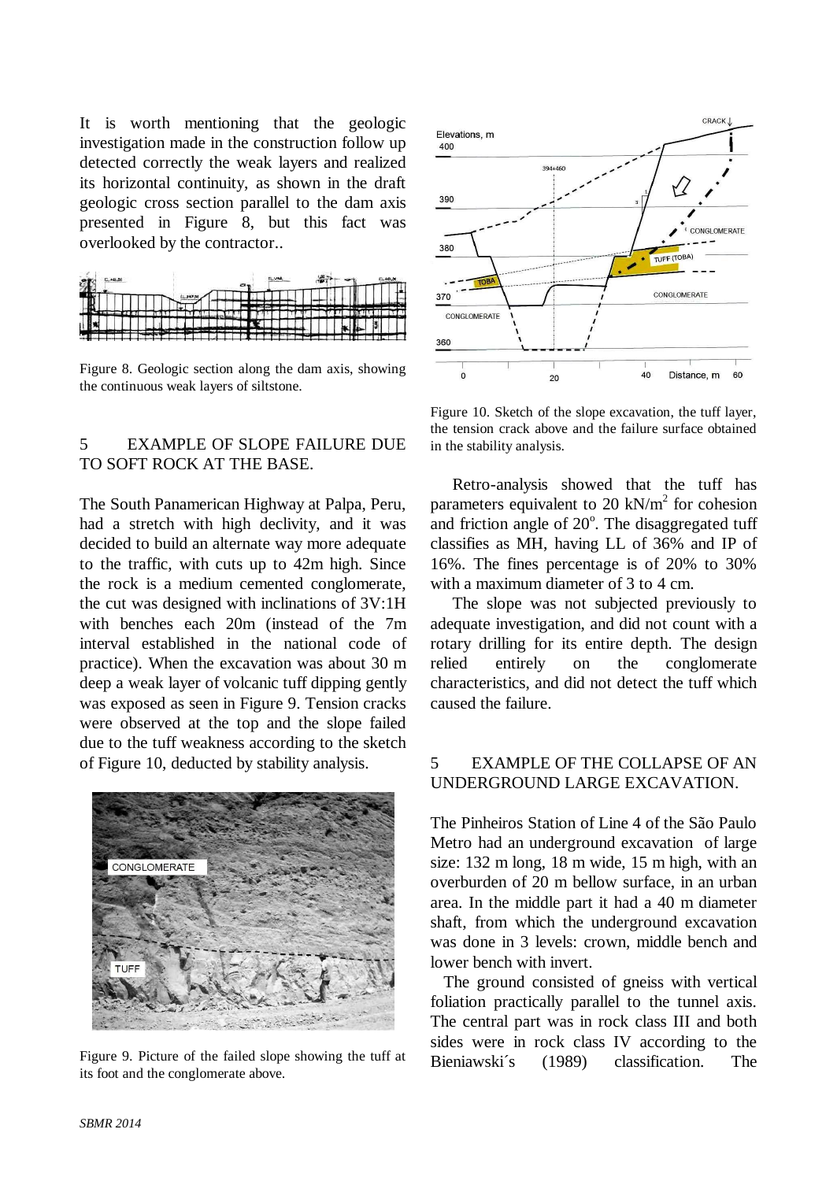It is worth mentioning that the geologic investigation made in the construction follow up detected correctly the weak layers and realized its horizontal continuity, as shown in the draft geologic cross section parallel to the dam axis presented in Figure 8, but this fact was overlooked by the contractor..

Figure 8. Geologic section along the dam axis, showing the continuous weak layers of siltstone.

## 5 EXAMPLE OF SLOPE FAILURE DUE TO SOFT ROCK AT THE BASE.

The South Panamerican Highway at Palpa, Peru, had a stretch with high declivity, and it was decided to build an alternate way more adequate to the traffic, with cuts up to 42m high. Since the rock is a medium cemented conglomerate, the cut was designed with inclinations of 3V:1H with benches each 20m (instead of the 7m interval established in the national code of practice). When the excavation was about 30 m deep a weak layer of volcanic tuff dipping gently was exposed as seen in Figure 9. Tension cracks were observed at the top and the slope failed due to the tuff weakness according to the sketch of Figure 10, deducted by stability analysis.

Figure 9. Picture of the failed slope showing the tuff at its foot and the conglomerate above.

Figure 10. Sketch of the slope excavation, the tuff layer, the tension crack above and the failure surface obtained in the stability analysis.

Retro-analysis showed that the tuff has parameters equivalent to 20 $kN/m^2$ for cohesion and friction angle of $20^o$. The disaggregated tuff classifies as MH, having LL of 36% and IP of 16%. The fines percentage is of 20% to 30% with a maximum diameter of 3 to 4 cm.

The slope was not subjected previously to adequate investigation, and did not count with a rotary drilling for its entire depth. The design relied entirely on the conglomerate characteristics, and did not detect the tuff which caused the failure.

## 5 EXAMPLE OF THE COLLAPSE OF AN UNDERGROUND LARGE EXCAVATION.

The Pinheiros Station of Line 4 of the São Paulo Metro had an underground excavation of large size: 132 m long, 18 m wide, 15 m high, with an overburden of 20 m bellow surface, in an urban area. In the middle part it had a 40 m diameter shaft, from which the underground excavation was done in 3 levels: crown, middle bench and lower bench with invert.

The ground consisted of gneiss with vertical foliation practically parallel to the tunnel axis. The central part was in rock class III and both sides were in rock class IV according to the Bieniawski´s (1989) classification. The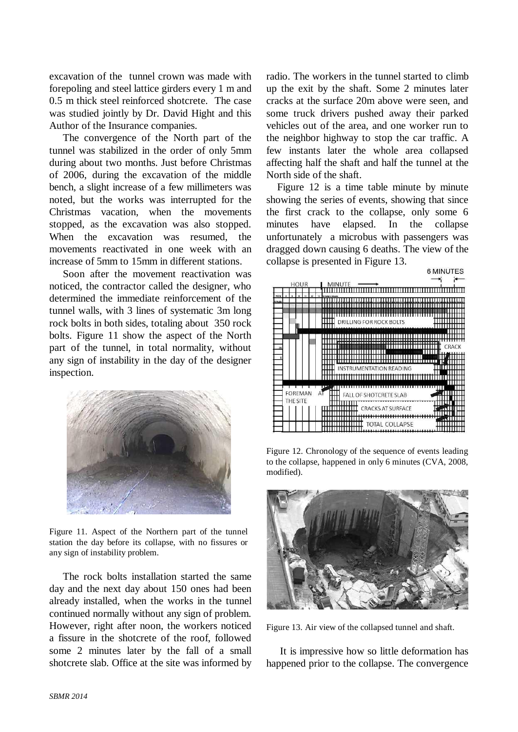excavation of the tunnel crown was made with forepoling and steel lattice girders every 1 m and 0.5 m thick steel reinforced shotcrete. The case was studied jointly by Dr. David Hight and this Author of the Insurance companies.

The convergence of the North part of the tunnel was stabilized in the order of only 5mm during about two months. Just before Christmas of 2006, during the excavation of the middle bench, a slight increase of a few millimeters was noted, but the works was interrupted for the Christmas vacation, when the movements stopped, as the excavation was also stopped. When the excavation was resumed, the movements reactivated in one week with an increase of 5mm to 15mm in different stations.

Soon after the movement reactivation was noticed, the contractor called the designer, who determined the immediate reinforcement of the tunnel walls, with 3 lines of systematic 3m long rock bolts in both sides, totaling about 350 rock bolts. Figure 11 show the aspect of the North part of the tunnel, in total normality, without any sign of instability in the day of the designer inspection.

Figure 11. Aspect of the Northern part of the tunnel station the day before its collapse, with no fissures or any sign of instability problem.

The rock bolts installation started the same day and the next day about 150 ones had been already installed, when the works in the tunnel continued normally without any sign of problem. However, right after noon, the workers noticed a fissure in the shotcrete of the roof, followed some 2 minutes later by the fall of a small shotcrete slab. Office at the site was informed by radio. The workers in the tunnel started to climb up the exit by the shaft. Some 2 minutes later cracks at the surface 20m above were seen, and some truck drivers pushed away their parked vehicles out of the area, and one worker run to the neighbor highway to stop the car traffic. A few instants later the whole area collapsed affecting half the shaft and half the tunnel at the North side of the shaft.

Figure 12 is a time table minute by minute showing the series of events, showing that since the first crack to the collapse, only some 6 minutes have elapsed. In the collapse unfortunately a microbus with passengers was dragged down causing 6 deaths. The view of the collapse is presented in Figure 13.

Figure 12. Chronology of the sequence of events leading to the collapse, happened in only 6 minutes (CVA, 2008, modified).

Figure 13. Air view of the collapsed tunnel and shaft.

It is impressive how so little deformation has happened prior to the collapse. The convergence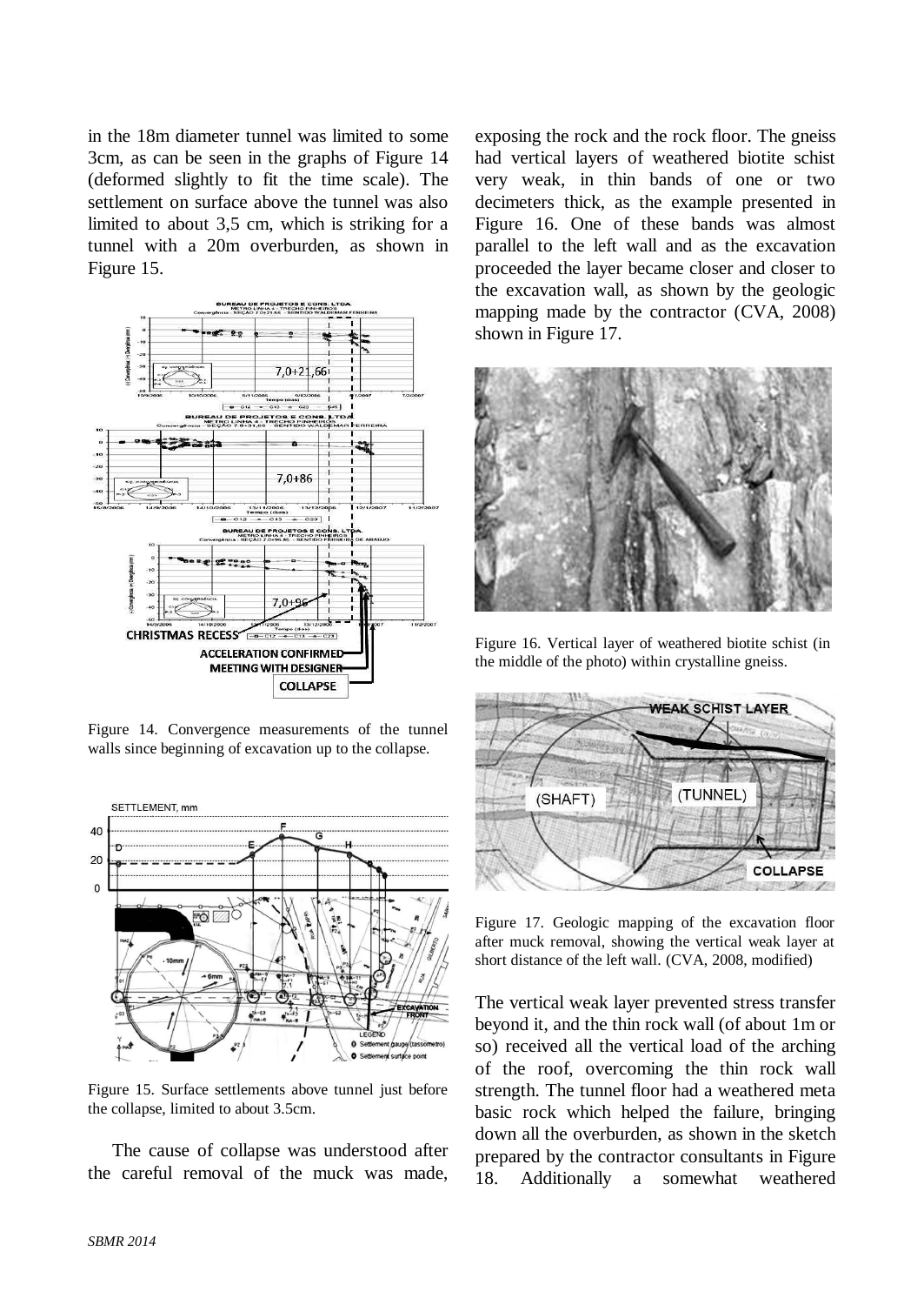in the 18m diameter tunnel was limited to some 3cm, as can be seen in the graphs of Figure 14 (deformed slightly to fit the time scale). The settlement on surface above the tunnel was also limited to about 3,5 cm, which is striking for a tunnel with a 20m overburden, as shown in Figure 15.

Figure 14. Convergence measurements of the tunnel walls since beginning of excavation up to the collapse.

Figure 15. Surface settlements above tunnel just before the collapse, limited to about 3.5cm.

The cause of collapse was understood after the careful removal of the muck was made, exposing the rock and the rock floor. The gneiss had vertical layers of weathered biotite schist very weak, in thin bands of one or two decimeters thick, as the example presented in Figure 16. One of these bands was almost parallel to the left wall and as the excavation proceeded the layer became closer and closer to the excavation wall, as shown by the geologic mapping made by the contractor (CVA, 2008) shown in Figure 17.

Figure 16. Vertical layer of weathered biotite schist (in the middle of the photo) within crystalline gneiss.

Figure 17. Geologic mapping of the excavation floor after muck removal, showing the vertical weak layer at short distance of the left wall. (CVA, 2008, modified)

The vertical weak layer prevented stress transfer beyond it, and the thin rock wall (of about 1m or so) received all the vertical load of the arching of the roof, overcoming the thin rock wall strength. The tunnel floor had a weathered meta basic rock which helped the failure, bringing down all the overburden, as shown in the sketch prepared by the contractor consultants in Figure 18. Additionally a somewhat weathered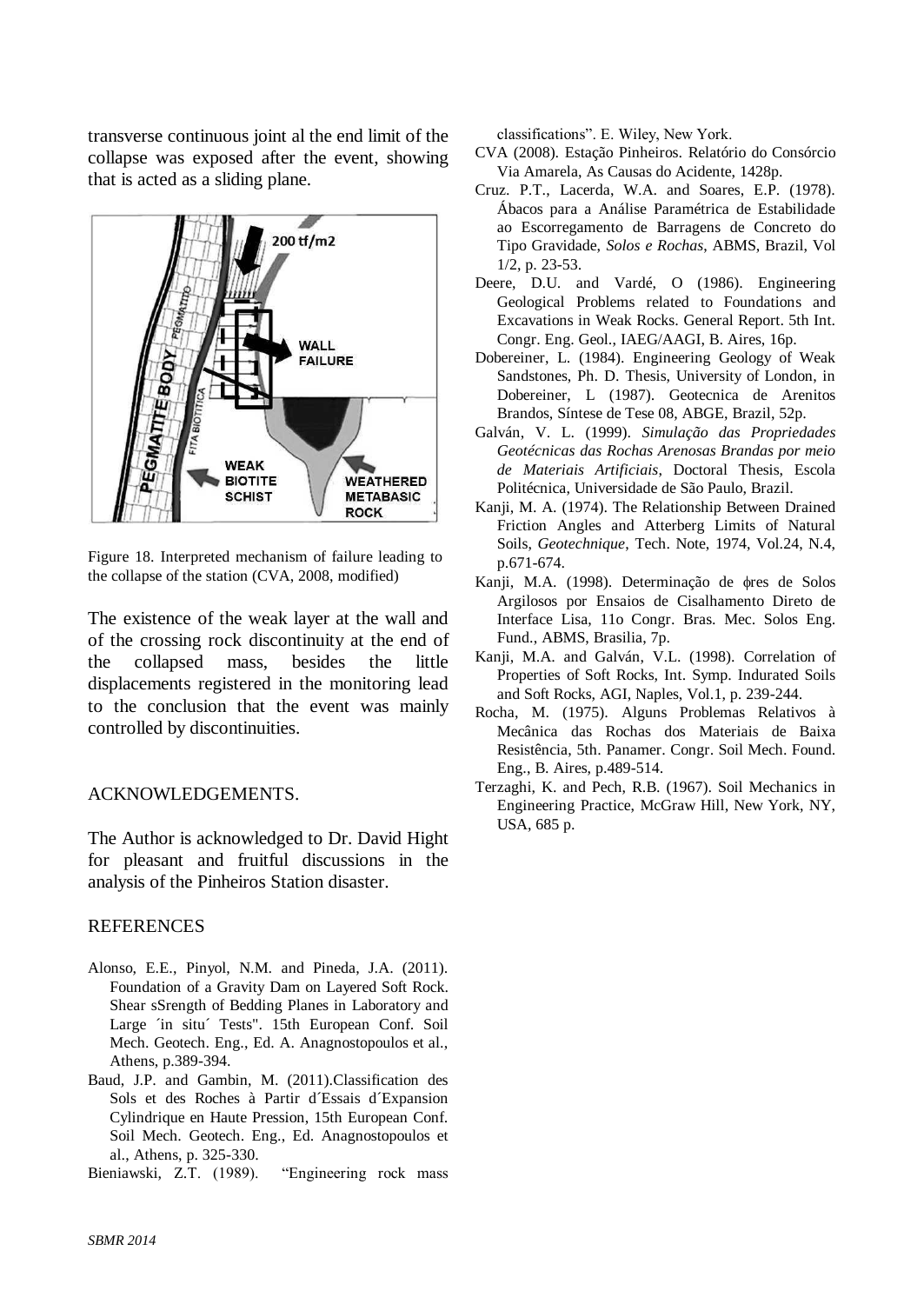transverse continuous joint al the end limit of the collapse was exposed after the event, showing that is acted as a sliding plane.

200 tf/m2

PEGMATITE BODY

PEGMATITO

FITA BIOTITICA

WALL FAILURE

WEAK BIOTITE SCHIST

WEATHERED METABASIC ROCK

Figure 18. Interpreted mechanism of failure leading to the collapse of the station (CVA, 2008, modified)

The existence of the weak layer at the wall and of the crossing rock discontinuity at the end of the collapsed mass, besides the little displacements registered in the monitoring lead to the conclusion that the event was mainly controlled by discontinuities.

## ACKNOWLEDGEMENTS.

The Author is acknowledged to Dr. David Hight for pleasant and fruitful discussions in the analysis of the Pinheiros Station disaster.

## REFERENCES

Alonso, E.E., Pinyol, N.M. and Pineda, J.A. (2011). Foundation of a Gravity Dam on Layered Soft Rock. Shear sSrength of Bedding Planes in Laboratory and Large ´in situ´ Tests". 15th European Conf. Soil Mech. Geotech. Eng., Ed. A. Anagnostopoulos et al., Athens, p.389-394.

Baud, J.P. and Gambin, M. (2011).Classification des Sols et des Roches à Partir d´Essais d´Expansion Cylindrique en Haute Pression, 15th European Conf. Soil Mech. Geotech. Eng., Ed. Anagnostopoulos et al., Athens, p. 325-330.

Bieniawski, Z.T. (1989). "Engineering rock mass classifications". E. Wiley, New York.

CVA (2008). Estação Pinheiros. Relatório do Consórcio Via Amarela, As Causas do Acidente, 1428p.

Cruz. P.T., Lacerda, W.A. and Soares, E.P. (1978). Ábacos para a Análise Paramétrica de Estabilidade ao Escorregamento de Barragens de Concreto do Tipo Gravidade, *Solos e Rochas*, ABMS, Brazil, Vol 1/2, p. 23-53.

Deere, D.U. and Vardé, O (1986). Engineering Geological Problems related to Foundations and Excavations in Weak Rocks. General Report. 5th Int. Congr. Eng. Geol., IAEG/AAGI, B. Aires, 16p.

Dobereiner, L. (1984). Engineering Geology of Weak Sandstones, Ph. D. Thesis, University of London, in Dobereiner, L (1987). Geotecnica de Arenitos Brandos, Síntese de Tese 08, ABGE, Brazil, 52p.

Galván, V. L. (1999). *Simulação das Propriedades Geotécnicas das Rochas Arenosas Brandas por meio de Materiais Artificiais*, Doctoral Thesis, Escola Politécnica, Universidade de São Paulo, Brazil.

Kanji, M. A. (1974). The Relationship Between Drained Friction Angles and Atterberg Limits of Natural Soils, *Geotechnique*, Tech. Note, 1974, Vol.24, N.4, p.671-674.

Kanji, M.A. (1998). Determinação de $\phi$res de Solos Argilosos por Ensaios de Cisalhamento Direto de Interface Lisa, 11o Congr. Bras. Mec. Solos Eng. Fund., ABMS, Brasilia, 7p.

Kanji, M.A. and Galván, V.L. (1998). Correlation of Properties of Soft Rocks, Int. Symp. Indurated Soils and Soft Rocks, AGI, Naples, Vol.1, p. 239-244.

Rocha, M. (1975). Alguns Problemas Relativos à Mecânica das Rochas dos Materiais de Baixa Resistência, 5th. Panamer. Congr. Soil Mech. Found. Eng., B. Aires, p.489-514.

Terzaghi, K. and Pech, R.B. (1967). Soil Mechanics in Engineering Practice, McGraw Hill, New York, NY, USA, 685 p.